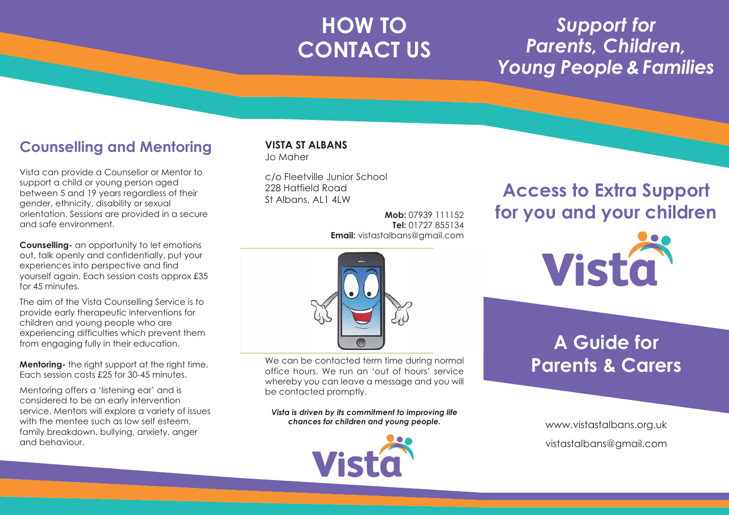## Counselling and Mentoring

Vista can provide a Counsellor or Mentor to support a child or young person aged between 5 and 19 years regardless of their gender, ethnicity, disability or sexual orientation. Sessions are provided in a secure and safe environment.

**Counselling-** an opportunity to let emotions out, talk openly and confidentially, put your experiences into perspective and find yourself again. Each session costs approx £35 for 45 minutes.

The aim of the Vista Counselling Service is to provide early therapeutic interventions for children and young people who are experiencing difficulties which prevent them from engaging fully in their education.

**Mentoring-** the right support at the right time. Each session costs £25 for 30-45 minutes.

Mentoring offers a 'listening ear' and is considered to be an early intervention service. Mentors will explore a variety of issues with the mentee such as low self esteem, family breakdown, bullying, anxiety, anger and behaviour.

# HOW TO CONTACT US

**VISTA ST ALBANS**
Jo Maher

c/o Fleetville Junior School
228 Hatfield Road
St Albans, AL1 4LW

**Mob:** 07939 111152
**Tel:** 01727 855134
**Email:** vistastalbans@gmail.com

We can be contacted term time during normal office hours. We run an 'out of hours' service whereby you can leave a message and you will be contacted promptly.

***Vista is driven by its commitment to improving life chances for children and young people.***

Vista

# *Support for Parents, Children, Young People & Families*

## Access to Extra Support for you and your children

Vista

## A Guide for Parents & Carers

www.vistastalbans.org.uk

vistastalbans@gmail.com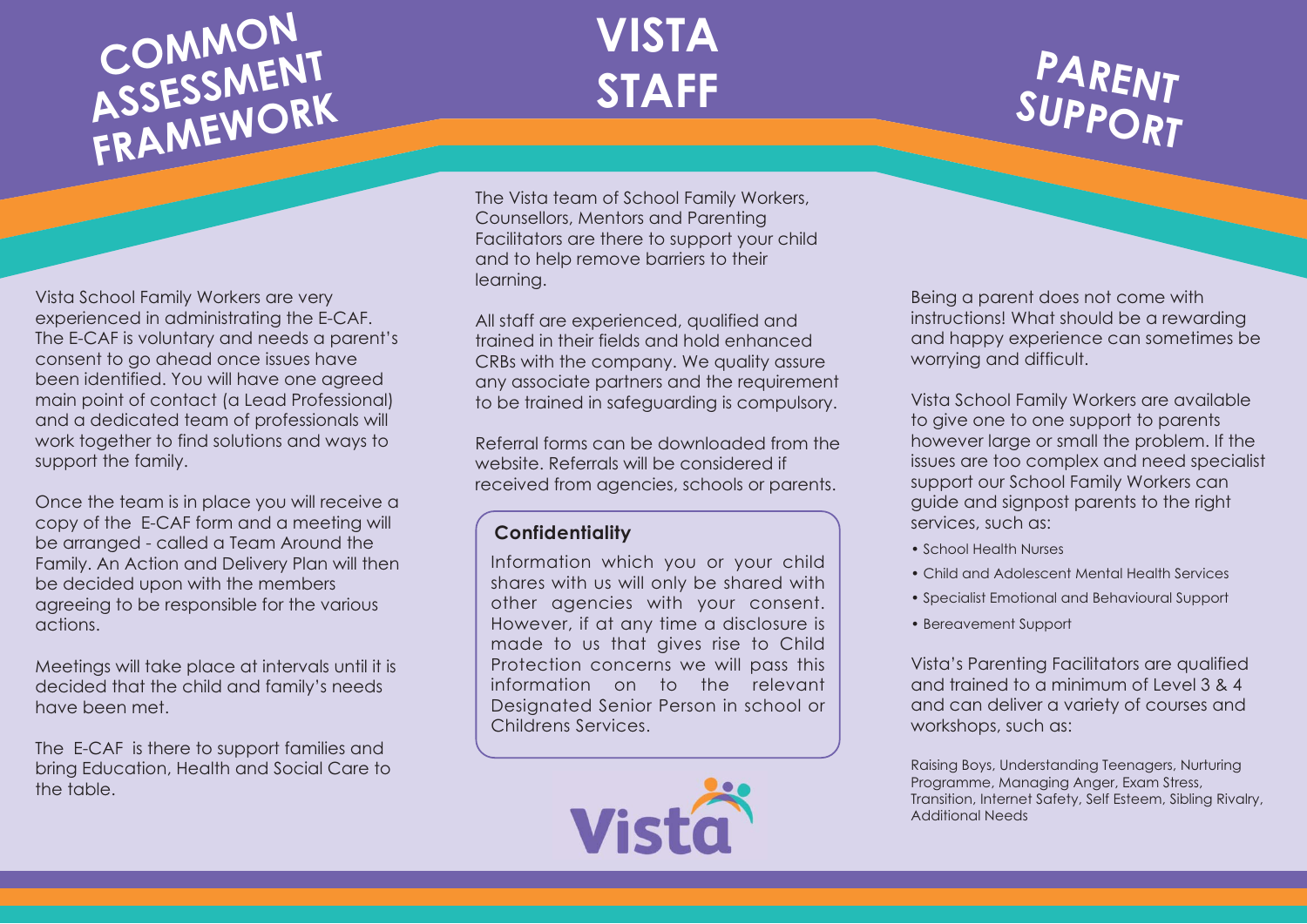# COMMON ASSESSMENT FRAMEWORK

Vista School Family Workers are very experienced in administrating the E-CAF. The E-CAF is voluntary and needs a parent's consent to go ahead once issues have been identified. You will have one agreed main point of contact (a Lead Professional) and a dedicated team of professionals will work together to find solutions and ways to support the family.

Once the team is in place you will receive a copy of the E-CAF form and a meeting will be arranged - called a Team Around the Family. An Action and Delivery Plan will then be decided upon with the members agreeing to be responsible for the various actions.

Meetings will take place at intervals until it is decided that the child and family's needs have been met.

The E-CAF is there to support families and bring Education, Health and Social Care to the table.

# VISTA STAFF

The Vista team of School Family Workers, Counsellors, Mentors and Parenting Facilitators are there to support your child and to help remove barriers to their learning.

All staff are experienced, qualified and trained in their fields and hold enhanced CRBs with the company. We quality assure any associate partners and the requirement to be trained in safeguarding is compulsory.

Referral forms can be downloaded from the website. Referrals will be considered if received from agencies, schools or parents.

**Confidentiality**

Information which you or your child shares with us will only be shared with other agencies with your consent. However, if at any time a disclosure is made to us that gives rise to Child Protection concerns we will pass this information on to the relevant Designated Senior Person in school or Childrens Services.

Vista

# PARENT SUPPORT

Being a parent does not come with instructions! What should be a rewarding and happy experience can sometimes be worrying and difficult.

Vista School Family Workers are available to give one to one support to parents however large or small the problem. If the issues are too complex and need specialist support our School Family Workers can guide and signpost parents to the right services, such as:

- School Health Nurses
- Child and Adolescent Mental Health Services
- Specialist Emotional and Behavioural Support
- Bereavement Support

Vista's Parenting Facilitators are qualified and trained to a minimum of Level 3 & 4 and can deliver a variety of courses and workshops, such as:

Raising Boys, Understanding Teenagers, Nurturing Programme, Managing Anger, Exam Stress, Transition, Internet Safety, Self Esteem, Sibling Rivalry, Additional Needs